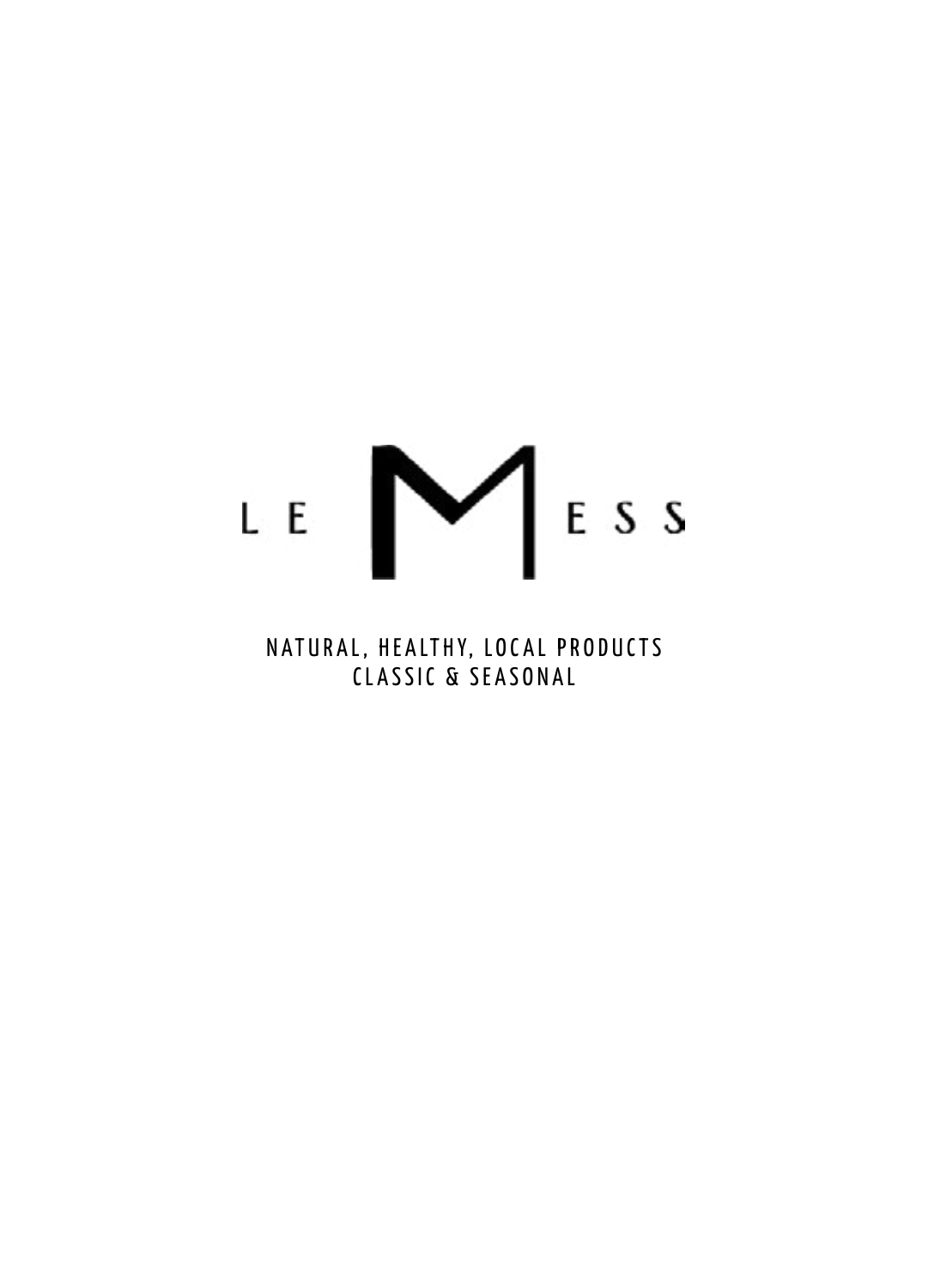# LE MESS

NATURAL, HEALTHY, LOCAL PRODUCTS
CLASSIC & SEASONAL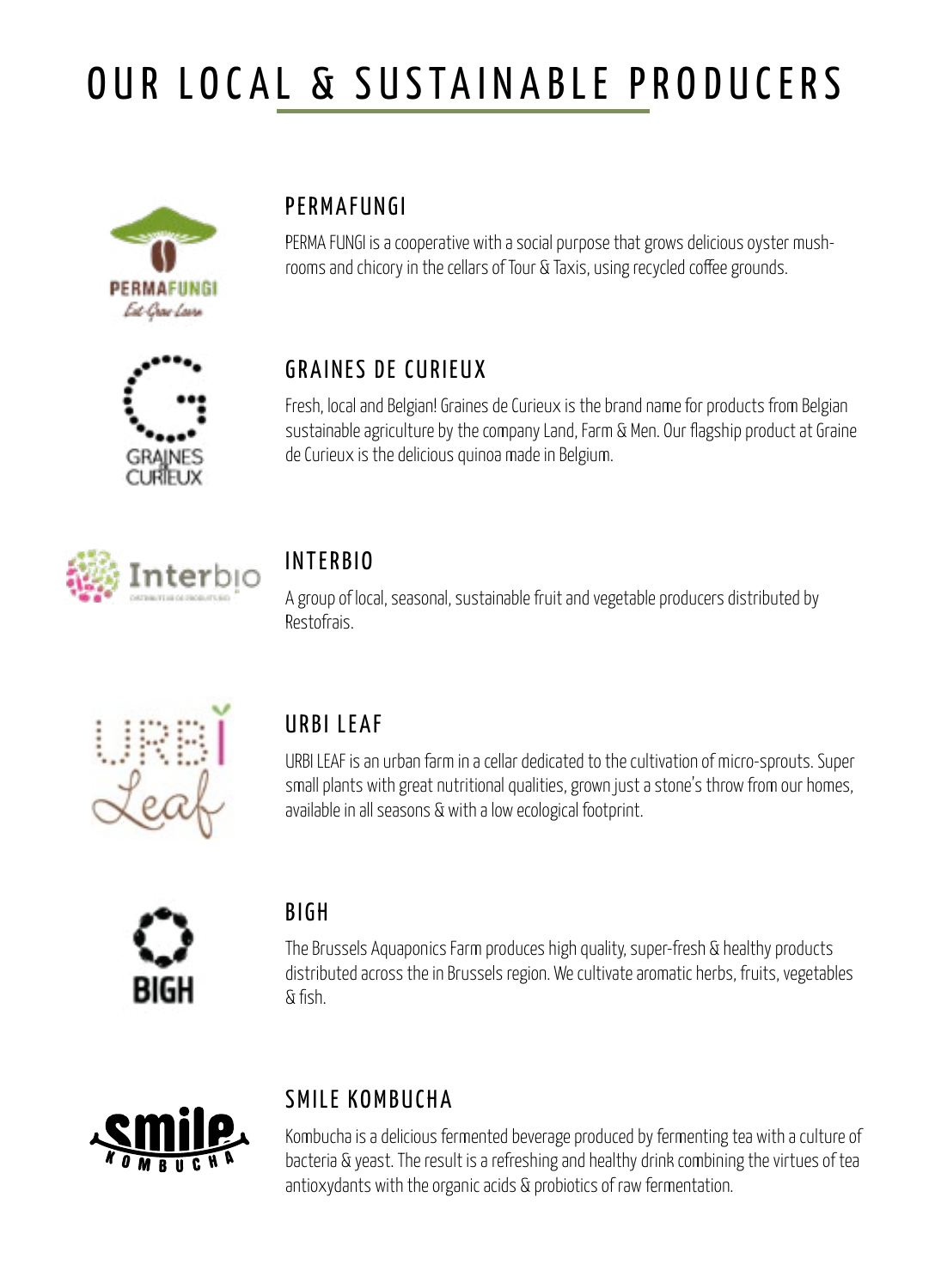# OUR LOCAL & SUSTAINABLE PRODUCERS

## PERMAFUNGI

PERMA FUNGI is a cooperative with a social purpose that grows delicious oyster mushrooms and chicory in the cellars of Tour & Taxis, using recycled coffee grounds.

## GRAINES DE CURIEUX

Fresh, local and Belgian! Graines de Curieux is the brand name for products from Belgian sustainable agriculture by the company Land, Farm & Men. Our flagship product at Graine de Curieux is the delicious quinoa made in Belgium.

## INTERBIO

A group of local, seasonal, sustainable fruit and vegetable producers distributed by Restofrais.

## URBI LEAF

URBI LEAF is an urban farm in a cellar dedicated to the cultivation of micro-sprouts. Super small plants with great nutritional qualities, grown just a stone's throw from our homes, available in all seasons & with a low ecological footprint.

## BIGH

The Brussels Aquaponics Farm produces high quality, super-fresh & healthy products distributed across the in Brussels region. We cultivate aromatic herbs, fruits, vegetables & fish.

## SMILE KOMBUCHA

Kombucha is a delicious fermented beverage produced by fermenting tea with a culture of bacteria & yeast. The result is a refreshing and healthy drink combining the virtues of tea antioxydants with the organic acids & probiotics of raw fermentation.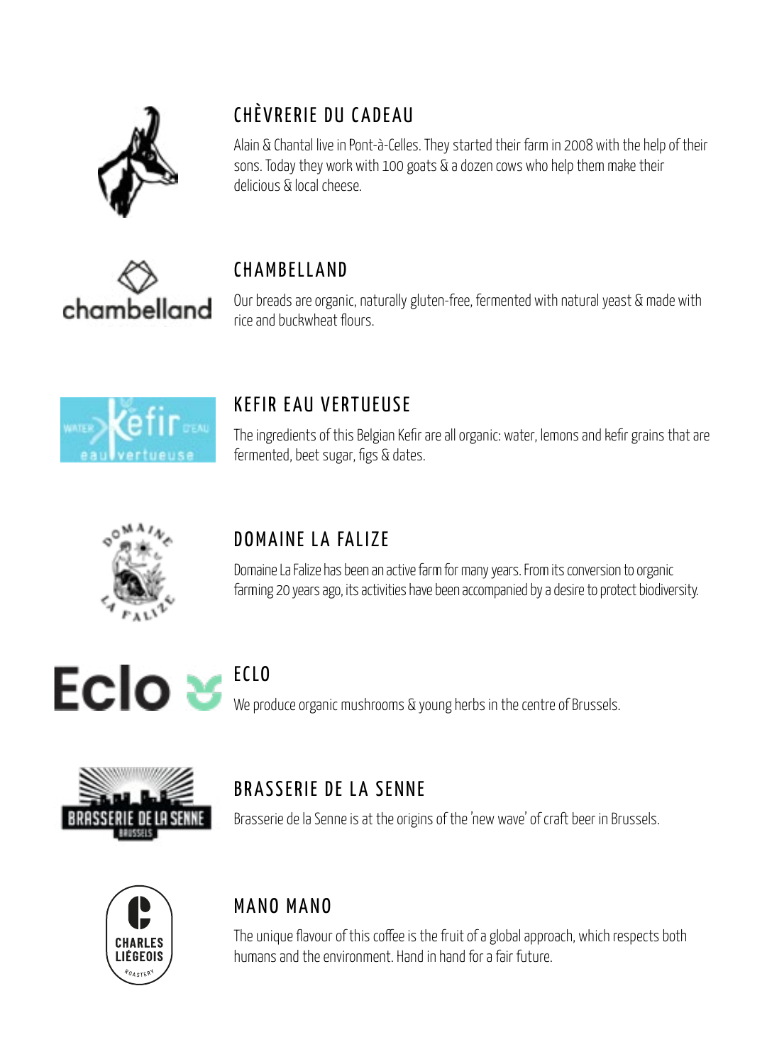## CHÈVRERIE DU CADEAU

Alain & Chantal live in Pont-à-Celles. They started their farm in 2008 with the help of their sons. Today they work with 100 goats & a dozen cows who help them make their delicious & local cheese.

## CHAMBELLAND

Our breads are organic, naturally gluten-free, fermented with natural yeast & made with rice and buckwheat flours.

## KEFIR EAU VERTUEUSE

The ingredients of this Belgian Kefir are all organic: water, lemons and kefir grains that are fermented, beet sugar, figs & dates.

## DOMAINE LA FALIZE

Domaine La Falize has been an active farm for many years. From its conversion to organic farming 20 years ago, its activities have been accompanied by a desire to protect biodiversity.

## ECLO

We produce organic mushrooms & young herbs in the centre of Brussels.

## BRASSERIE DE LA SENNE

Brasserie de la Senne is at the origins of the 'new wave' of craft beer in Brussels.

## MANO MANO

The unique flavour of this coffee is the fruit of a global approach, which respects both humans and the environment. Hand in hand for a fair future.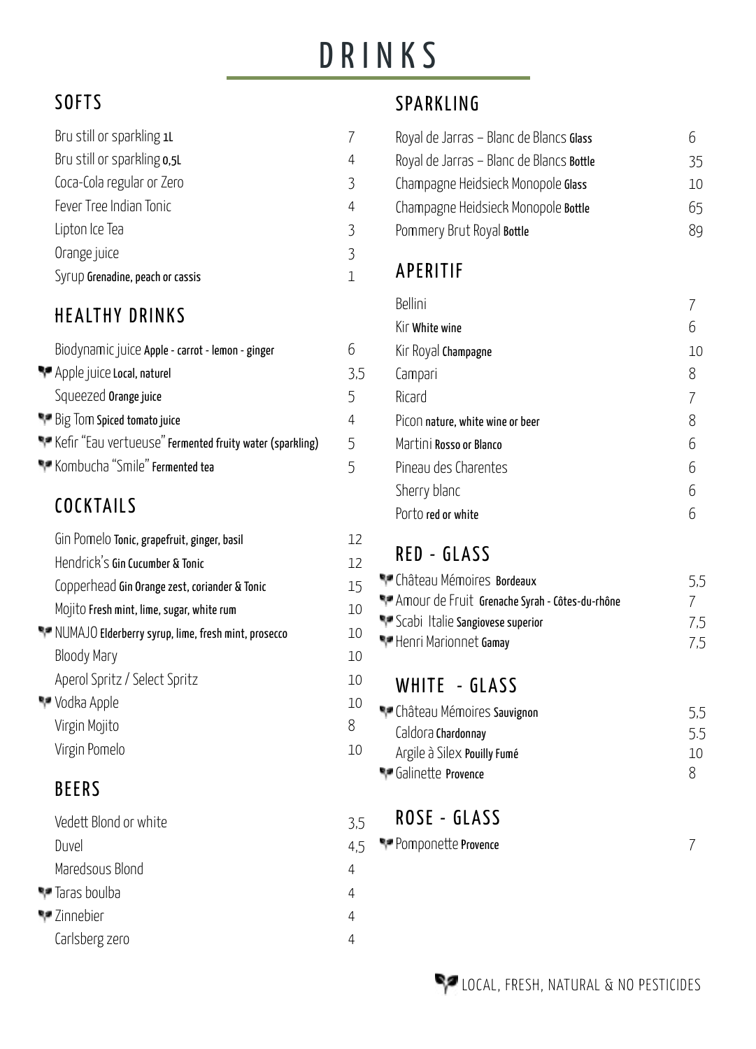# DRINKS

## SOFTS

| Item | Price |
|---|---|
| Bru still or sparkling **1L** | 7 |
| Bru still or sparkling **0,5L** | 4 |
| Coca-Cola regular or Zero | 3 |
| Fever Tree Indian Tonic | 4 |
| Lipton Ice Tea | 3 |
| Orange juice | 3 |
| Syrup **Grenadine, peach or cassis** | 1 |

## HEALTHY DRINKS

| Item | Price |
|---|---|
| Biodynamic juice **Apple - carrot - lemon - ginger** | 6 |
| 🌱 Apple juice **Local, naturel** | 3,5 |
| Squeezed **Orange juice** | 5 |
| 🌱 Big Tom **Spiced tomato juice** | 4 |
| 🌱 Kefir "Eau vertueuse" **Fermented fruity water (sparkling)** | 5 |
| 🌱 Kombucha "Smile" **Fermented tea** | 5 |

## COCKTAILS

| Item | Price |
|---|---|
| Gin Pomelo **Tonic, grapefruit, ginger, basil** | 12 |
| Hendrick's **Gin Cucumber & Tonic** | 12 |
| Copperhead **Gin Orange zest, coriander & Tonic** | 15 |
| Mojito **Fresh mint, lime, sugar, white rum** | 10 |
| 🌱 NUMAJO **Elderberry syrup, lime, fresh mint, prosecco** | 10 |
| Bloody Mary | 10 |
| Aperol Spritz / Select Spritz | 10 |
| 🌱 Vodka Apple | 10 |
| Virgin Mojito | 8 |
| Virgin Pomelo | 10 |

## BEERS

| Item | Price |
|---|---|
| Vedett Blond or white | 3,5 |
| Duvel | 4,5 |
| Maredsous Blond | 4 |
| 🌱 Taras boulba | 4 |
| 🌱 Zinnebier | 4 |
| Carlsberg zero | 4 |

## SPARKLING

| Item | Price |
|---|---|
| Royal de Jarras – Blanc de Blancs **Glass** | 6 |
| Royal de Jarras – Blanc de Blancs **Bottle** | 35 |
| Champagne Heidsieck Monopole **Glass** | 10 |
| Champagne Heidsieck Monopole **Bottle** | 65 |
| Pommery Brut Royal **Bottle** | 89 |

## APERITIF

| Item | Price |
|---|---|
| Bellini | 7 |
| Kir **White wine** | 6 |
| Kir Royal **Champagne** | 10 |
| Campari | 8 |
| Ricard | 7 |
| Picon **nature, white wine or beer** | 8 |
| Martini **Rosso or Blanco** | 6 |
| Pineau des Charentes | 6 |
| Sherry blanc | 6 |
| Porto **red or white** | 6 |

## RED - GLASS

| Item | Price |
|---|---|
| 🌱 Château Mémoires **Bordeaux** | 5,5 |
| 🌱 Amour de Fruit **Grenache Syrah - Côtes-du-rhône** | 7 |
| 🌱 Scabi Italie **Sangiovese superior** | 7,5 |
| 🌱 Henri Marionnet **Gamay** | 7,5 |

## WHITE - GLASS

| Item | Price |
|---|---|
| 🌱 Château Mémoires **Sauvignon** | 5,5 |
| Caldora **Chardonnay** | 5.5 |
| Argile à Silex **Pouilly Fumé** | 10 |
| 🌱 Galinette **Provence** | 8 |

## ROSE - GLASS

| Item | Price |
|---|---|
| 🌱 Pomponette **Provence** | 7 |

🌱 LOCAL, FRESH, NATURAL & NO PESTICIDES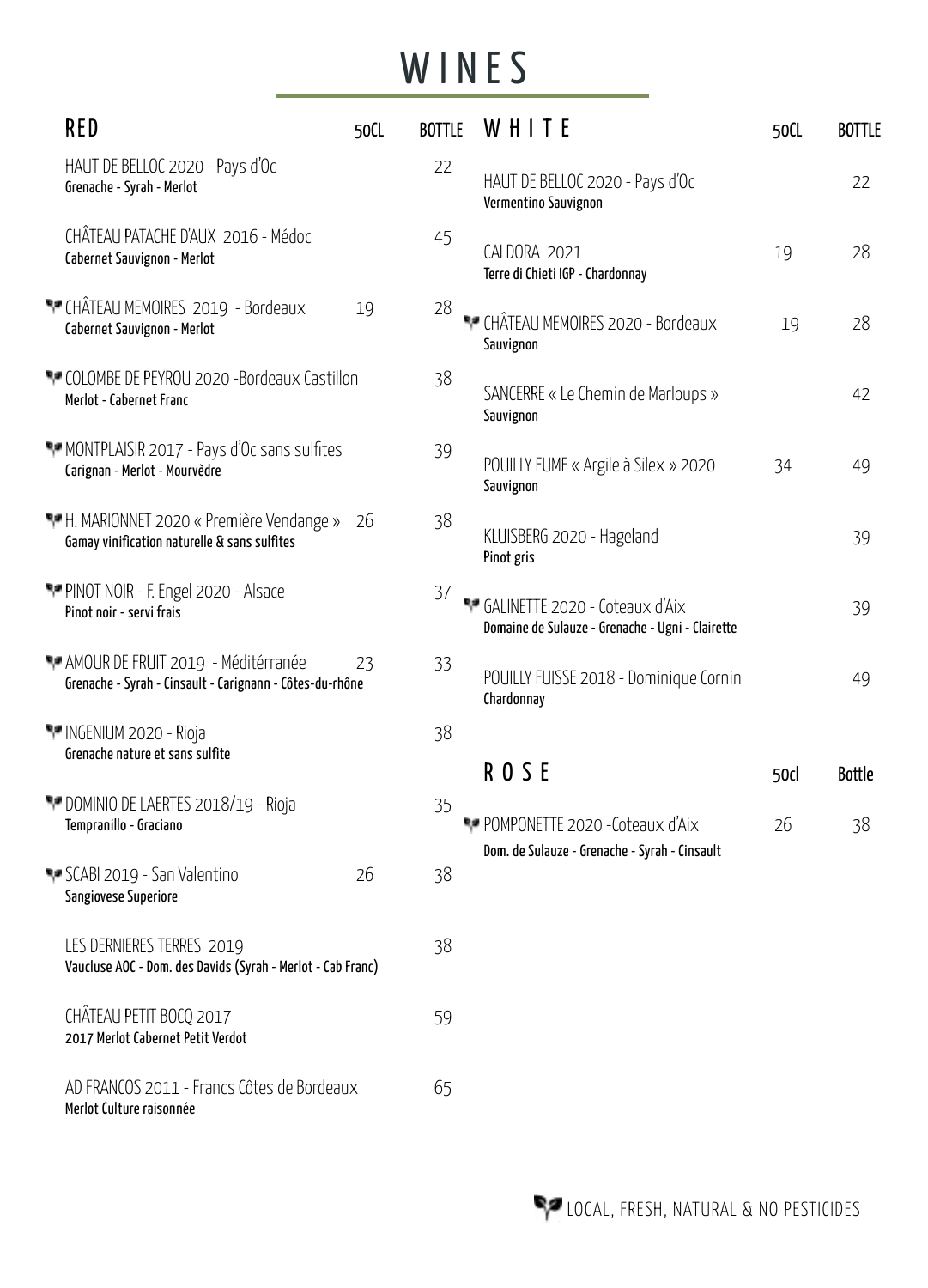# WINES

## RED

| RED | 50CL | BOTTLE |
|---|---|---|
| 🌱 indicates local, fresh, natural & no pesticides | | |
| HAUT DE BELLOC 2020 - Pays d'Oc<br>**Grenache - Syrah - Merlot** | | 22 |
| CHÂTEAU PATACHE D'AUX 2016 - Médoc<br>**Cabernet Sauvignon - Merlot** | | 45 |
| 🌱 CHÂTEAU MEMOIRES 2019 - Bordeaux<br>**Cabernet Sauvignon - Merlot** | 19 | 28 |
| 🌱 COLOMBE DE PEYROU 2020 -Bordeaux Castillon<br>**Merlot - Cabernet Franc** | | 38 |
| 🌱 MONTPLAISIR 2017 - Pays d'Oc sans sulfites<br>**Carignan - Merlot - Mourvèdre** | | 39 |
| 🌱 H. MARIONNET 2020 « Première Vendange »<br>**Gamay vinification naturelle & sans sulfites** | 26 | 38 |
| 🌱 PINOT NOIR - F. Engel 2020 - Alsace<br>**Pinot noir - servi frais** | | 37 |
| 🌱 AMOUR DE FRUIT 2019 - Méditérranée<br>**Grenache - Syrah - Cinsault - Carignann - Côtes-du-rhône** | 23 | 33 |
| 🌱 INGENIUM 2020 - Rioja<br>**Grenache nature et sans sulfite** | | 38 |
| 🌱 DOMINIO DE LAERTES 2018/19 - Rioja<br>**Tempranillo - Graciano** | | 35 |
| 🌱 SCABI 2019 - San Valentino<br>**Sangiovese Superiore** | 26 | 38 |
| LES DERNIERES TERRES 2019<br>**Vaucluse AOC - Dom. des Davids (Syrah - Merlot - Cab Franc)** | | 38 |
| CHÂTEAU PETIT BOCQ 2017<br>**2017 Merlot Cabernet Petit Verdot** | | 59 |
| AD FRANCOS 2011 - Francs Côtes de Bordeaux<br>**Merlot Culture raisonnée** | | 65 |

## WHITE

| WHITE | 50CL | BOTTLE |
|---|---|---|
| HAUT DE BELLOC 2020 - Pays d'Oc<br>**Vermentino Sauvignon** | | 22 |
| CALDORA 2021<br>**Terre di Chieti IGP - Chardonnay** | 19 | 28 |
| 🌱 CHÂTEAU MEMOIRES 2020 - Bordeaux<br>**Sauvignon** | 19 | 28 |
| SANCERRE « Le Chemin de Marloups »<br>**Sauvignon** | | 42 |
| POUILLY FUME « Argile à Silex » 2020<br>**Sauvignon** | 34 | 49 |
| KLUISBERG 2020 - Hageland<br>**Pinot gris** | | 39 |
| 🌱 GALINETTE 2020 - Coteaux d'Aix<br>**Domaine de Sulauze - Grenache - Ugni - Clairette** | | 39 |
| POUILLY FUISSE 2018 - Dominique Cornin<br>**Chardonnay** | | 49 |

## ROSE

| ROSE | 50cl | Bottle |
|---|---|---|
| 🌱 POMPONETTE 2020 -Coteaux d'Aix<br>**Dom. de Sulauze - Grenache - Syrah - Cinsault** | 26 | 38 |

🌱 LOCAL, FRESH, NATURAL & NO PESTICIDES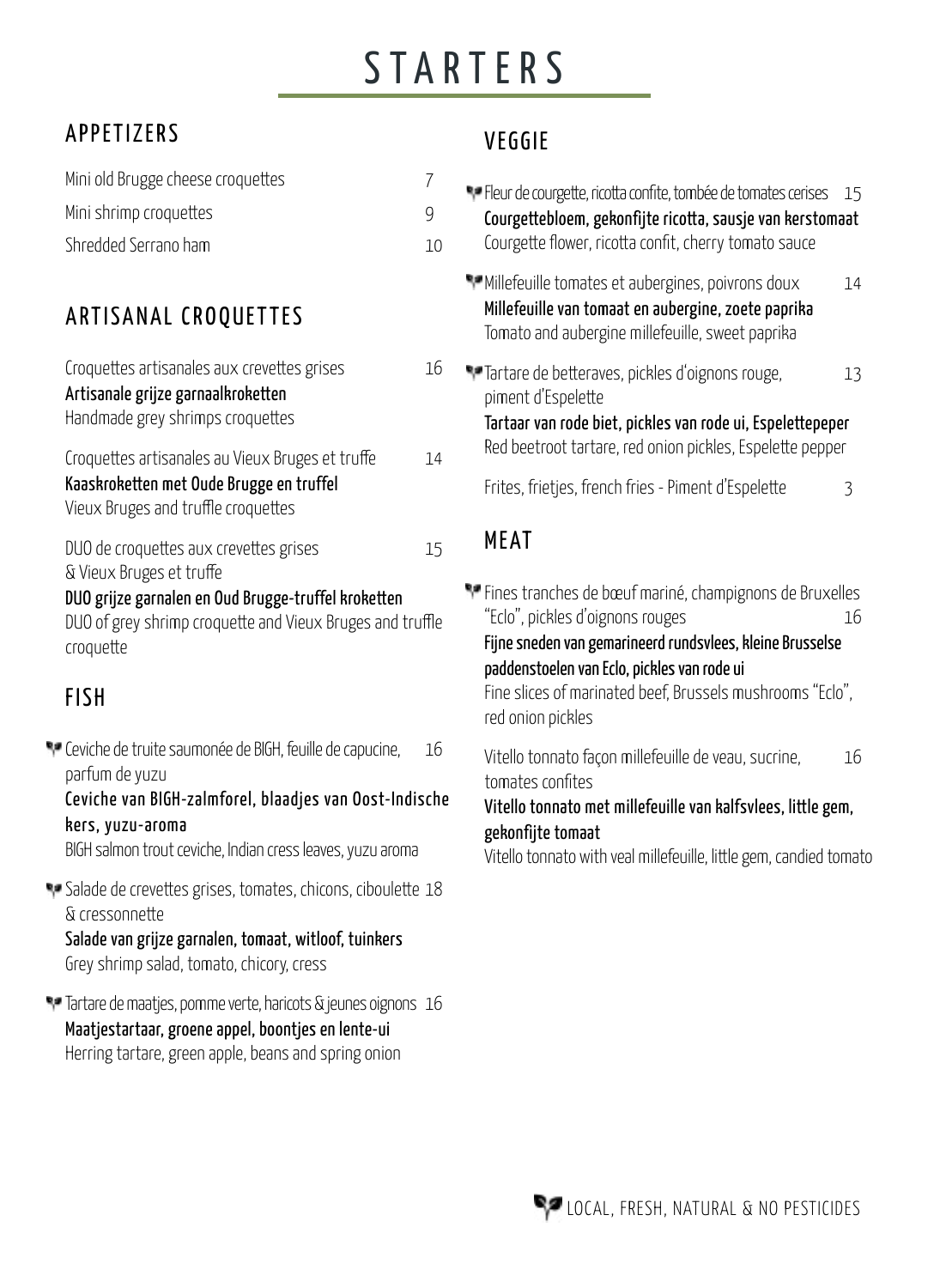# STARTERS

## APPETIZERS

Mini old Brugge cheese croquettes 7

Mini shrimp croquettes 9

Shredded Serrano ham 10

## ARTISANAL CROQUETTES

Croquettes artisanales aux crevettes grises 16
**Artisanale grijze garnaalkroketten**
Handmade grey shrimps croquettes

Croquettes artisanales au Vieux Bruges et truffe 14
**Kaaskroketten met Oude Brugge en truffel**
Vieux Bruges and truffle croquettes

DUO de croquettes aux crevettes grises & Vieux Bruges et truffe 15
**DUO grijze garnalen en Oud Brugge-truffel kroketten**
DUO of grey shrimp croquette and Vieux Bruges and truffle croquette

## FISH

Ceviche de truite saumonée de BIGH, feuille de capucine, parfum de yuzu 16
**Ceviche van BIGH-zalmforel, blaadjes van Oost-Indische kers, yuzu-aroma**
BIGH salmon trout ceviche, Indian cress leaves, yuzu aroma

Salade de crevettes grises, tomates, chicons, ciboulette & cressonnette 18
**Salade van grijze garnalen, tomaat, witloof, tuinkers**
Grey shrimp salad, tomato, chicory, cress

Tartare de maatjes, pomme verte, haricots & jeunes oignons 16
**Maatjestartaar, groene appel, boontjes en lente-ui**
Herring tartare, green apple, beans and spring onion

## VEGGIE

Fleur de courgette, ricotta confite, tombée de tomates cerises 15
**Courgettebloem, gekonfijte ricotta, sausje van kerstomaat**
Courgette flower, ricotta confit, cherry tomato sauce

Millefeuille tomates et aubergines, poivrons doux 14
**Millefeuille van tomaat en aubergine, zoete paprika**
Tomato and aubergine millefeuille, sweet paprika

Tartare de betteraves, pickles d'oignons rouge, piment d'Espelette 13
**Tartaar van rode biet, pickles van rode ui, Espelettepeper**
Red beetroot tartare, red onion pickles, Espelette pepper

Frites, frietjes, french fries - Piment d'Espelette 3

## MEAT

Fines tranches de bœuf mariné, champignons de Bruxelles "Eclo", pickles d'oignons rouges 16
**Fijne sneden van gemarineerd rundsvlees, kleine Brusselse paddenstoelen van Eclo, pickles van rode ui**
Fine slices of marinated beef, Brussels mushrooms "Eclo", red onion pickles

Vitello tonnato façon millefeuille de veau, sucrine, tomates confites 16
**Vitello tonnato met millefeuille van kalfsvlees, little gem, gekonfijte tomaat**
Vitello tonnato with veal millefeuille, little gem, candied tomato

LOCAL, FRESH, NATURAL & NO PESTICIDES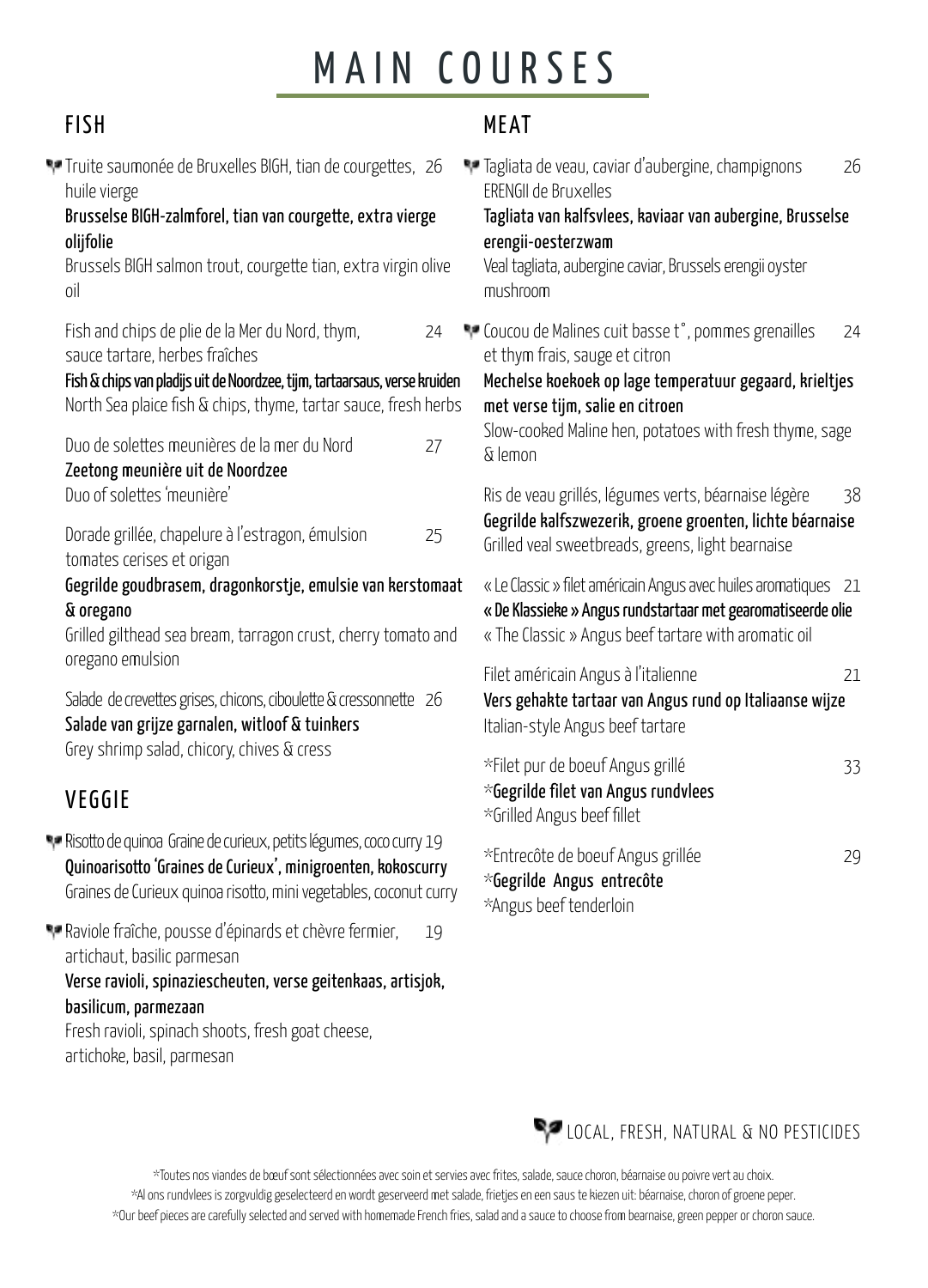# MAIN COURSES

## FISH

Truite saumonée de Bruxelles BIGH, tian de courgettes, huile vierge 26
**Brusselse BIGH-zalmforel, tian van courgette, extra vierge olijfolie**
Brussels BIGH salmon trout, courgette tian, extra virgin olive oil

Fish and chips de plie de la Mer du Nord, thym, sauce tartare, herbes fraîches 24
**Fish & chips van pladijs uit de Noordzee, tijm, tartaarsaus, verse kruiden**
North Sea plaice fish & chips, thyme, tartar sauce, fresh herbs

Duo de solettes meunières de la mer du Nord 27
**Zeetong meunière uit de Noordzee**
Duo of solettes 'meunière'

Dorade grillée, chapelure à l'estragon, émulsion tomates cerises et origan 25
**Gegrilde goudbrasem, dragonkorstje, emulsie van kerstomaat & oregano**
Grilled gilthead sea bream, tarragon crust, cherry tomato and oregano emulsion

Salade de crevettes grises, chicons, ciboulette & cressonnette 26
**Salade van grijze garnalen, witloof & tuinkers**
Grey shrimp salad, chicory, chives & cress

## VEGGIE

Risotto de quinoa Graine de curieux, petits légumes, coco curry 19
**Quinoarisotto 'Graines de Curieux', minigroenten, kokoscurry**
Graines de Curieux quinoa risotto, mini vegetables, coconut curry

Raviole fraîche, pousse d'épinards et chèvre fermier, artichaut, basilic parmesan 19
**Verse ravioli, spinaziescheuten, verse geitenkaas, artisjok, basilicum, parmezaan**
Fresh ravioli, spinach shoots, fresh goat cheese, artichoke, basil, parmesan

## MEAT

Tagliata de veau, caviar d'aubergine, champignons ERENGII de Bruxelles 26
**Tagliata van kalfsvlees, kaviaar van aubergine, Brusselse erengii-oesterzwam**
Veal tagliata, aubergine caviar, Brussels erengii oyster mushroom

Coucou de Malines cuit basse t°, pommes grenailles et thym frais, sauge et citron 24
**Mechelse koekoek op lage temperatuur gegaard, krieltjes met verse tijm, salie en citroen**
Slow-cooked Maline hen, potatoes with fresh thyme, sage & lemon

Ris de veau grillés, légumes verts, béarnaise légère 38
**Gegrilde kalfszwezerik, groene groenten, lichte béarnaise**
Grilled veal sweetbreads, greens, light bearnaise

« Le Classic » filet américain Angus avec huiles aromatiques 21
**« De Klassieke » Angus rundstartaar met gearomatiseerde olie**
« The Classic » Angus beef tartare with aromatic oil

Filet américain Angus à l'italienne 21
**Vers gehakte tartaar van Angus rund op Italiaanse wijze**
Italian-style Angus beef tartare

*Filet pur de boeuf Angus grillé 33
***Gegrilde filet van Angus rundvlees**
*Grilled Angus beef fillet

*Entrecôte de boeuf Angus grillée 29
***Gegrilde Angus entrecôte**
*Angus beef tenderloin

LOCAL, FRESH, NATURAL & NO PESTICIDES

*Toutes nos viandes de bœuf sont sélectionnées avec soin et servies avec frites, salade, sauce choron, béarnaise ou poivre vert au choix.
*Al ons rundvlees is zorgvuldig geselecteerd en wordt geserveerd met salade, frietjes en een saus te kiezen uit: béarnaise, choron of groene peper.
*Our beef pieces are carefully selected and served with homemade French fries, salad and a sauce to choose from bearnaise, green pepper or choron sauce.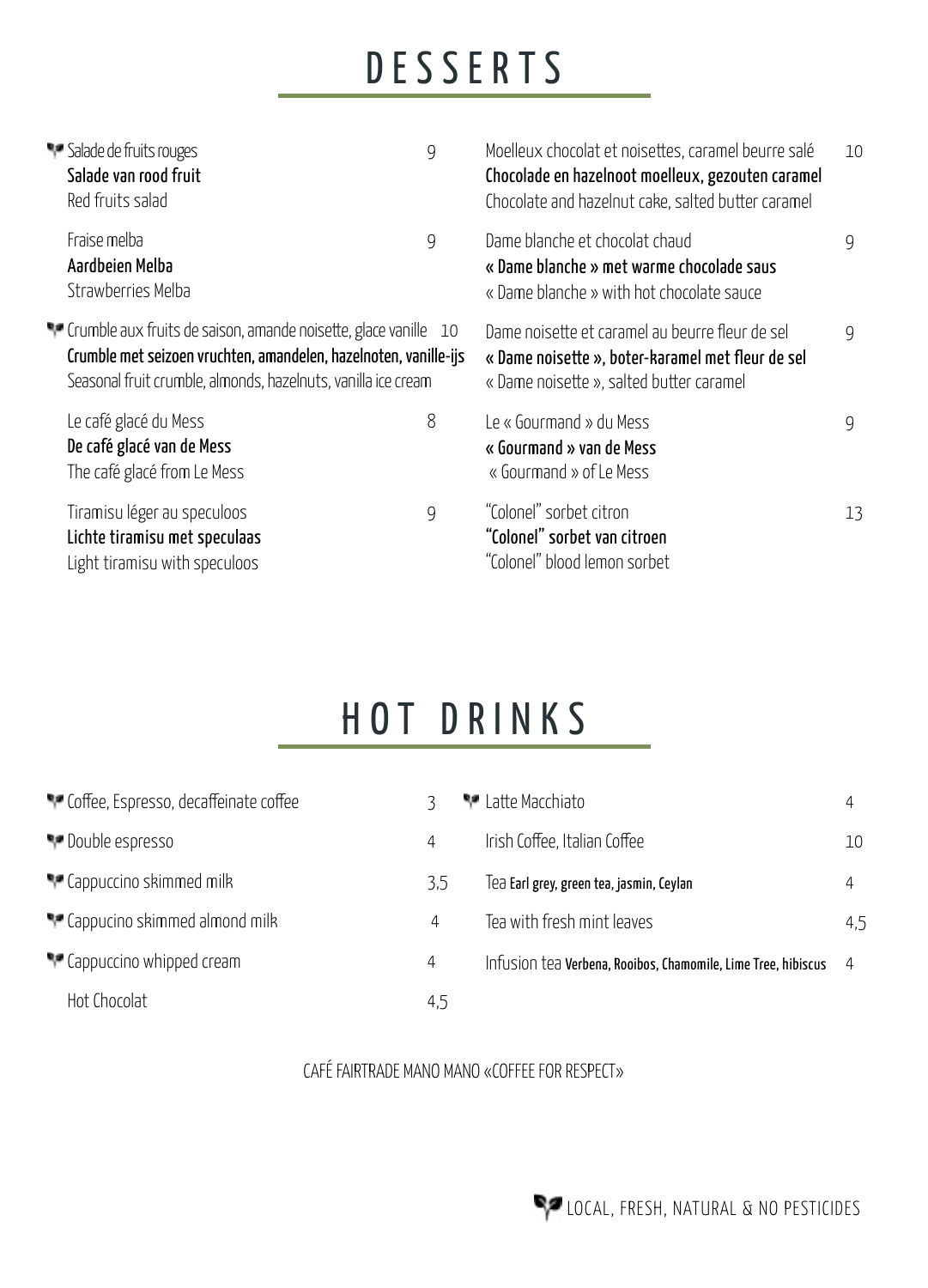# DESSERTS

🌱 Salade de fruits rouges — 9
**Salade van rood fruit**
Red fruits salad

Fraise melba — 9
**Aardbeien Melba**
Strawberries Melba

🌱 Crumble aux fruits de saison, amande noisette, glace vanille — 10
**Crumble met seizoen vruchten, amandelen, hazelnoten, vanille-ijs**
Seasonal fruit crumble, almonds, hazelnuts, vanilla ice cream

Le café glacé du Mess — 8
**De café glacé van de Mess**
The café glacé from Le Mess

Tiramisu léger au speculoos — 9
**Lichte tiramisu met speculaas**
Light tiramisu with speculoos

Moelleux chocolat et noisettes, caramel beurre salé — 10
**Chocolade en hazelnoot moelleux, gezouten caramel**
Chocolate and hazelnut cake, salted butter caramel

Dame blanche et chocolat chaud — 9
**« Dame blanche » met warme chocolade saus**
« Dame blanche » with hot chocolate sauce

Dame noisette et caramel au beurre fleur de sel — 9
**« Dame noisette », boter-karamel met fleur de sel**
« Dame noisette », salted butter caramel

Le « Gourmand » du Mess — 9
**« Gourmand » van de Mess**
« Gourmand » of Le Mess

"Colonel" sorbet citron — 13
**"Colonel" sorbet van citroen**
"Colonel" blood lemon sorbet

# HOT DRINKS

| Item | Price |
|---|---|
| 🌱 Coffee, Espresso, decaffeinate coffee | 3 |
| 🌱 Double espresso | 4 |
| 🌱 Cappuccino skimmed milk | 3,5 |
| 🌱 Cappucino skimmed almond milk | 4 |
| 🌱 Cappuccino whipped cream | 4 |
| Hot Chocolat | 4,5 |
| 🌱 Latte Macchiato | 4 |
| Irish Coffee, Italian Coffee | 10 |
| Tea **Earl grey, green tea, jasmin, Ceylan** | 4 |
| Tea with fresh mint leaves | 4,5 |
| Infusion tea **Verbena, Rooibos, Chamomile, Lime Tree, hibiscus** | 4 |

CAFÉ FAIRTRADE MANO MANO «COFFEE FOR RESPECT»

🌱 LOCAL, FRESH, NATURAL & NO PESTICIDES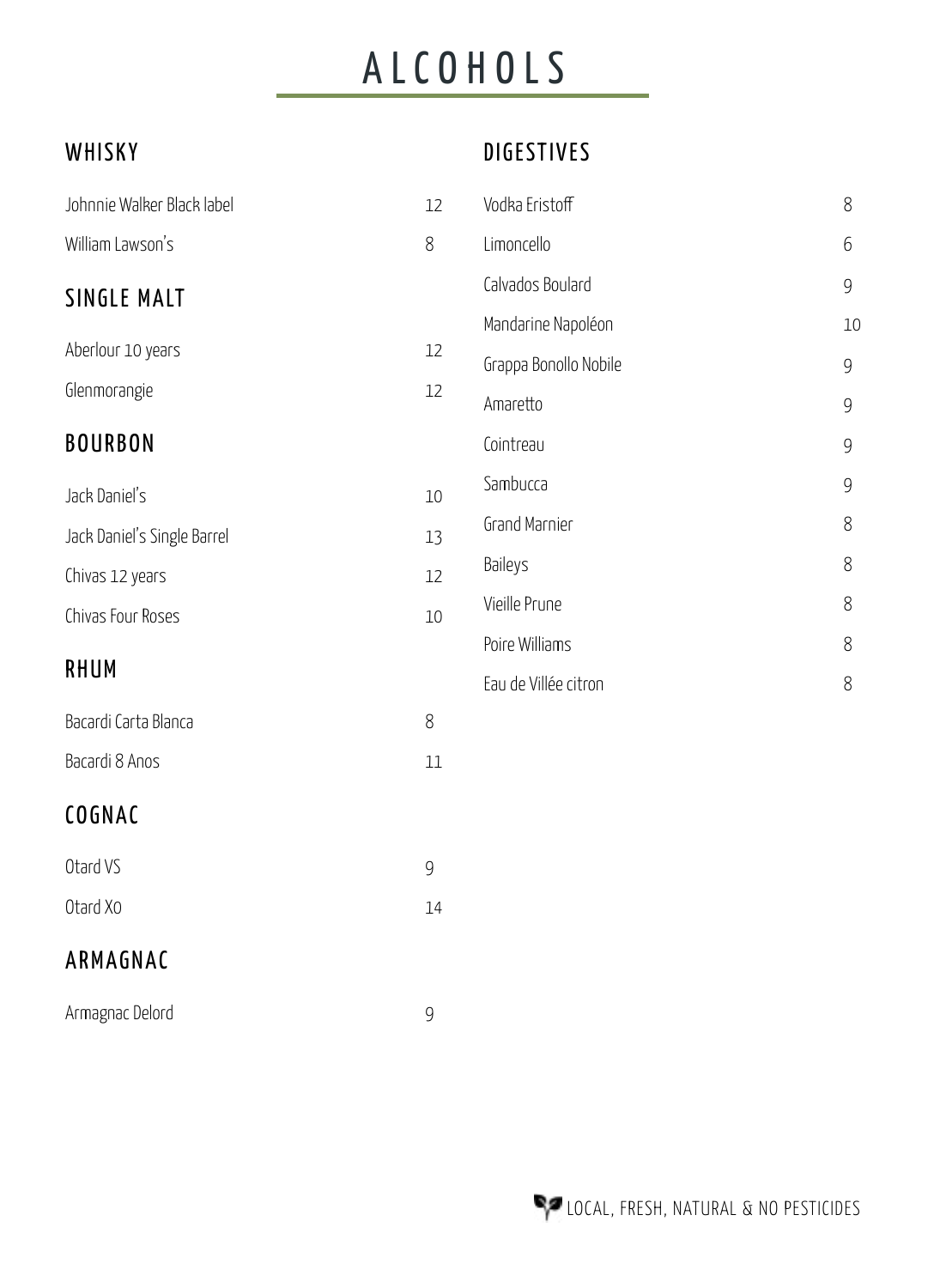# ALCOHOLS

## WHISKY

| | |
|---|---|
| Johnnie Walker Black label | 12 |
| William Lawson's | 8 |

## SINGLE MALT

| | |
|---|---|
| Aberlour 10 years | 12 |
| Glenmorangie | 12 |

## BOURBON

| | |
|---|---|
| Jack Daniel's | 10 |
| Jack Daniel's Single Barrel | 13 |
| Chivas 12 years | 12 |
| Chivas Four Roses | 10 |

## RHUM

| | |
|---|---|
| Bacardi Carta Blanca | 8 |
| Bacardi 8 Anos | 11 |

## COGNAC

| | |
|---|---|
| Otard VS | 9 |
| Otard XO | 14 |

## ARMAGNAC

| | |
|---|---|
| Armagnac Delord | 9 |

## DIGESTIVES

| | |
|---|---|
| Vodka Eristoff | 8 |
| Limoncello | 6 |
| Calvados Boulard | 9 |
| Mandarine Napoléon | 10 |
| Grappa Bonollo Nobile | 9 |
| Amaretto | 9 |
| Cointreau | 9 |
| Sambucca | 9 |
| Grand Marnier | 8 |
| Baileys | 8 |
| Vieille Prune | 8 |
| Poire Williams | 8 |
| Eau de Villée citron | 8 |

LOCAL, FRESH, NATURAL & NO PESTICIDES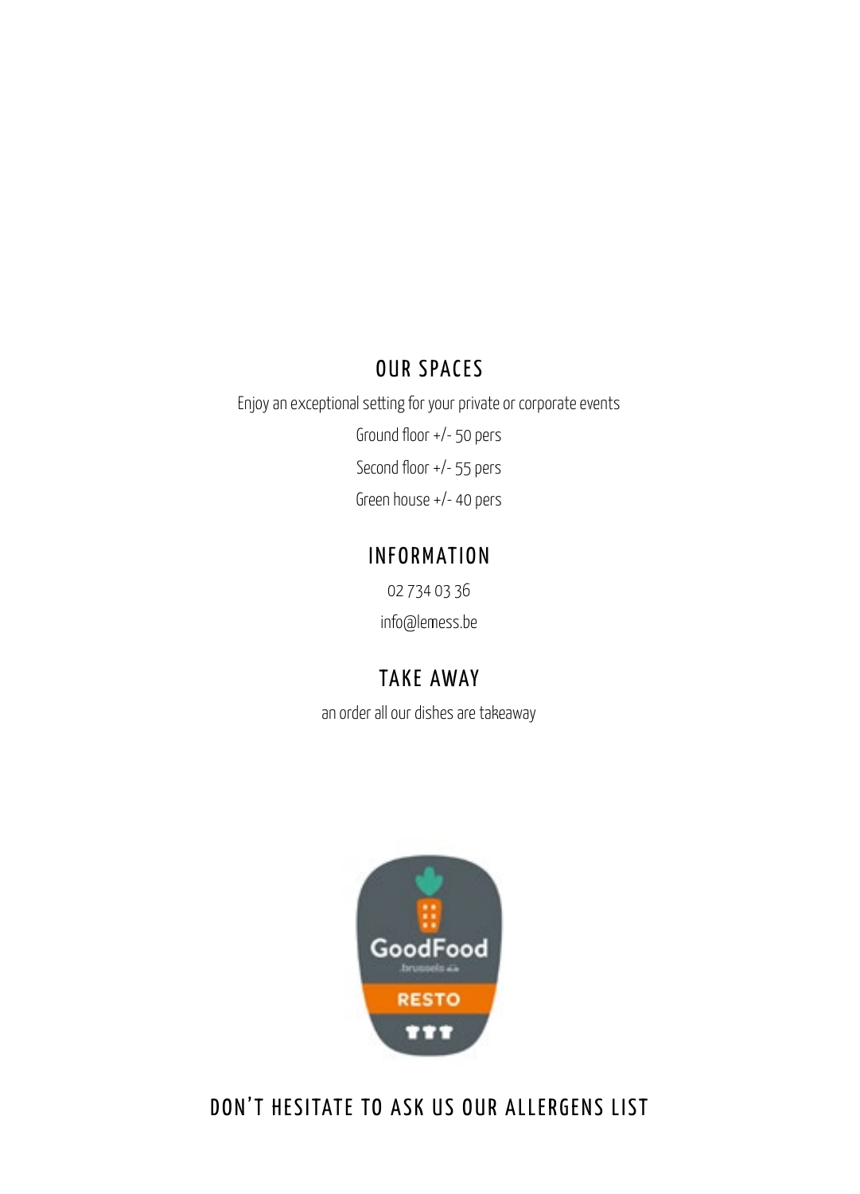## OUR SPACES

Enjoy an exceptional setting for your private or corporate events

Ground floor +/- 50 pers

Second floor +/- 55 pers

Green house +/- 40 pers

## INFORMATION

02 734 03 36

info@lemess.be

## TAKE AWAY

an order all our dishes are takeaway

GoodFood brussels RESTO

## DON'T HESITATE TO ASK US OUR ALLERGENS LIST